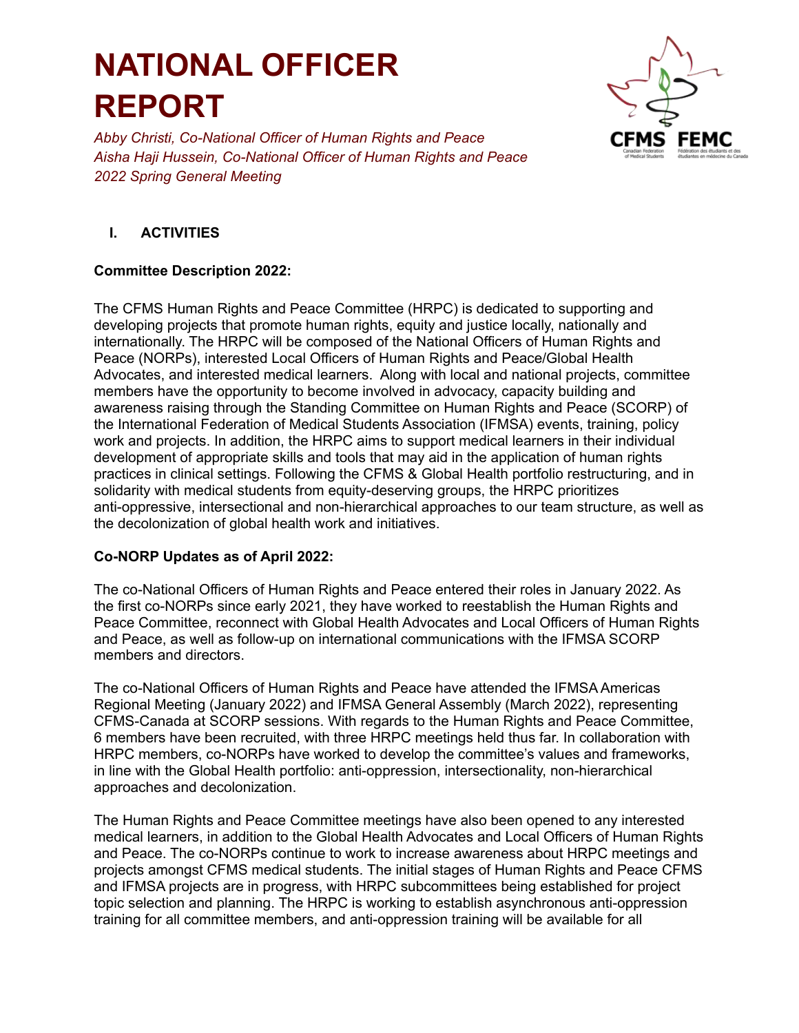# NATIONAL OFFICER REPORT

*Abby Christi, Co-National Officer of Human Rights and Peace*
*Aisha Haji Hussein, Co-National Officer of Human Rights and Peace*
*2022 Spring General Meeting*

## I. ACTIVITIES

**Committee Description 2022:**

The CFMS Human Rights and Peace Committee (HRPC) is dedicated to supporting and developing projects that promote human rights, equity and justice locally, nationally and internationally. The HRPC will be composed of the National Officers of Human Rights and Peace (NORPs), interested Local Officers of Human Rights and Peace/Global Health Advocates, and interested medical learners. Along with local and national projects, committee members have the opportunity to become involved in advocacy, capacity building and awareness raising through the Standing Committee on Human Rights and Peace (SCORP) of the International Federation of Medical Students Association (IFMSA) events, training, policy work and projects. In addition, the HRPC aims to support medical learners in their individual development of appropriate skills and tools that may aid in the application of human rights practices in clinical settings. Following the CFMS & Global Health portfolio restructuring, and in solidarity with medical students from equity-deserving groups, the HRPC prioritizes anti-oppressive, intersectional and non-hierarchical approaches to our team structure, as well as the decolonization of global health work and initiatives.

**Co-NORP Updates as of April 2022:**

The co-National Officers of Human Rights and Peace entered their roles in January 2022. As the first co-NORPs since early 2021, they have worked to reestablish the Human Rights and Peace Committee, reconnect with Global Health Advocates and Local Officers of Human Rights and Peace, as well as follow-up on international communications with the IFMSA SCORP members and directors.

The co-National Officers of Human Rights and Peace have attended the IFMSA Americas Regional Meeting (January 2022) and IFMSA General Assembly (March 2022), representing CFMS-Canada at SCORP sessions. With regards to the Human Rights and Peace Committee, 6 members have been recruited, with three HRPC meetings held thus far. In collaboration with HRPC members, co-NORPs have worked to develop the committee's values and frameworks, in line with the Global Health portfolio: anti-oppression, intersectionality, non-hierarchical approaches and decolonization.

The Human Rights and Peace Committee meetings have also been opened to any interested medical learners, in addition to the Global Health Advocates and Local Officers of Human Rights and Peace. The co-NORPs continue to work to increase awareness about HRPC meetings and projects amongst CFMS medical students. The initial stages of Human Rights and Peace CFMS and IFMSA projects are in progress, with HRPC subcommittees being established for project topic selection and planning. The HRPC is working to establish asynchronous anti-oppression training for all committee members, and anti-oppression training will be available for all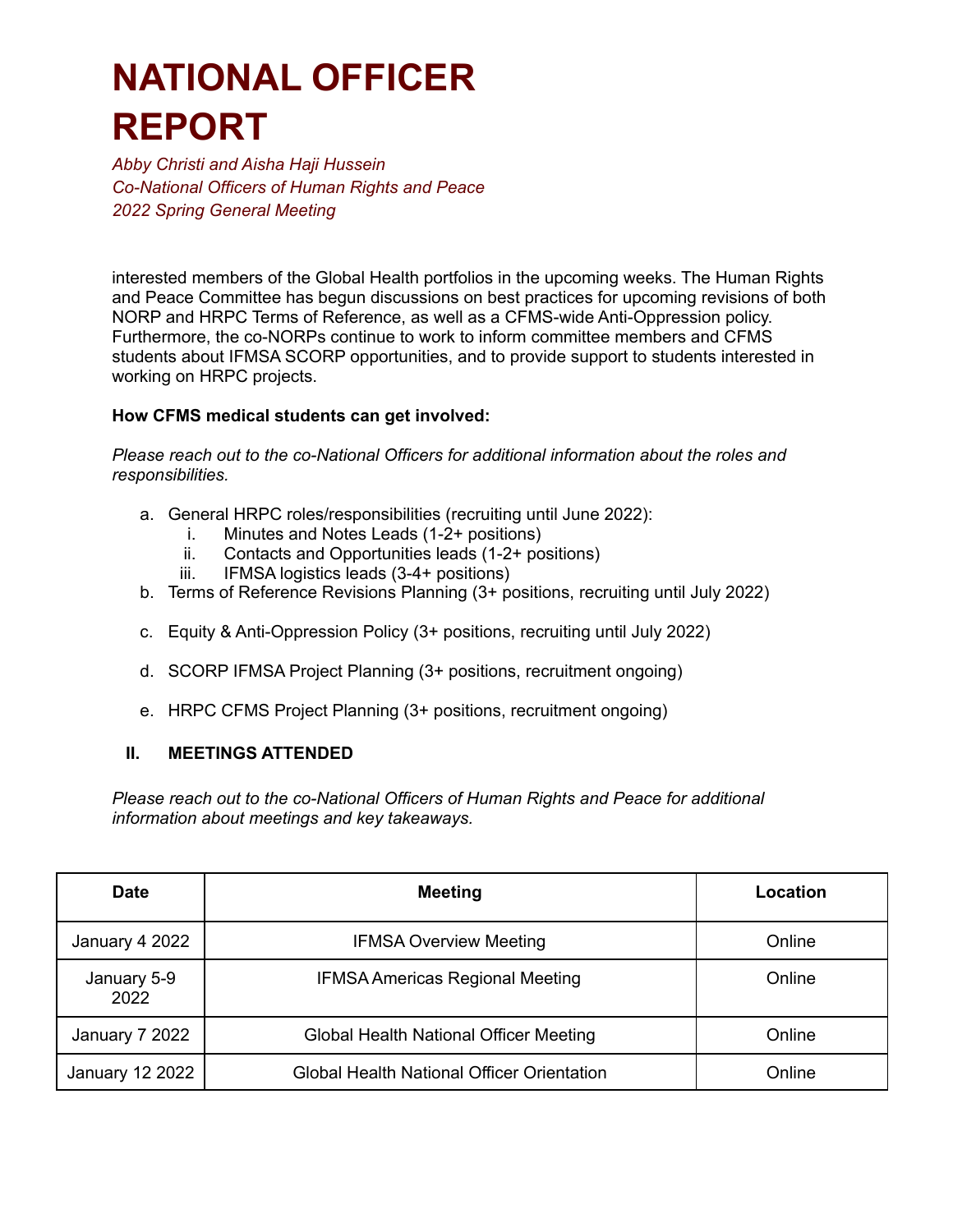# NATIONAL OFFICER REPORT

*Abby Christi and Aisha Haji Hussein*
*Co-National Officers of Human Rights and Peace*
*2022 Spring General Meeting*

interested members of the Global Health portfolios in the upcoming weeks. The Human Rights and Peace Committee has begun discussions on best practices for upcoming revisions of both NORP and HRPC Terms of Reference, as well as a CFMS-wide Anti-Oppression policy. Furthermore, the co-NORPs continue to work to inform committee members and CFMS students about IFMSA SCORP opportunities, and to provide support to students interested in working on HRPC projects.

**How CFMS medical students can get involved:**

*Please reach out to the co-National Officers for additional information about the roles and responsibilities.*

a. General HRPC roles/responsibilities (recruiting until June 2022):
    i. Minutes and Notes Leads (1-2+ positions)
    ii. Contacts and Opportunities leads (1-2+ positions)
    iii. IFMSA logistics leads (3-4+ positions)
b. Terms of Reference Revisions Planning (3+ positions, recruiting until July 2022)
c. Equity & Anti-Oppression Policy (3+ positions, recruiting until July 2022)
d. SCORP IFMSA Project Planning (3+ positions, recruitment ongoing)
e. HRPC CFMS Project Planning (3+ positions, recruitment ongoing)

## II. MEETINGS ATTENDED

*Please reach out to the co-National Officers of Human Rights and Peace for additional information about meetings and key takeaways.*

| Date | Meeting | Location |
|---|---|---|
| January 4 2022 | IFMSA Overview Meeting | Online |
| January 5-9 2022 | IFMSA Americas Regional Meeting | Online |
| January 7 2022 | Global Health National Officer Meeting | Online |
| January 12 2022 | Global Health National Officer Orientation | Online |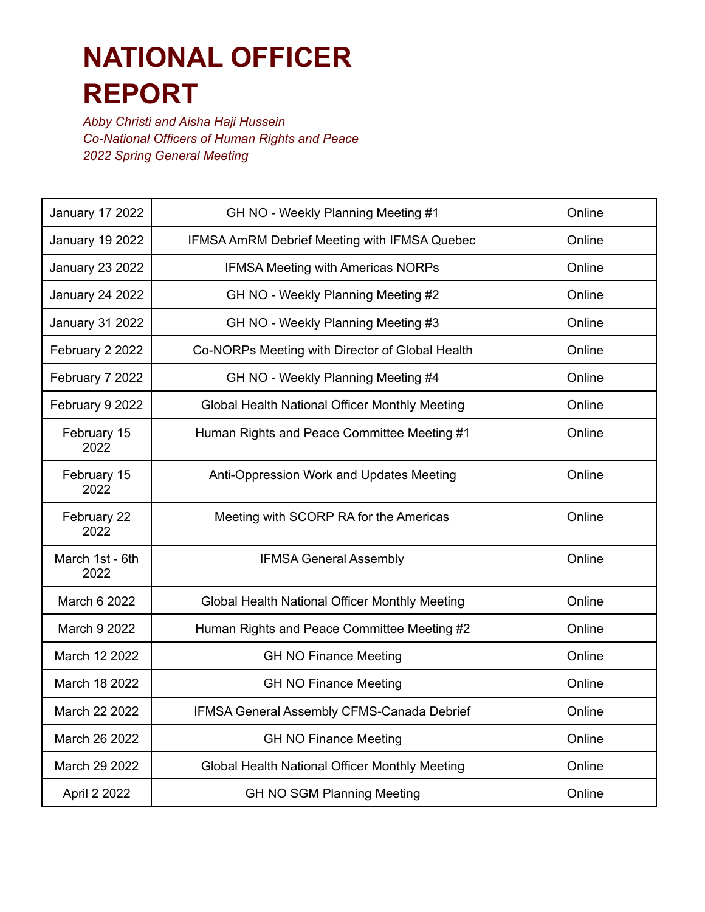# NATIONAL OFFICER REPORT

*Abby Christi and Aisha Haji Hussein*
*Co-National Officers of Human Rights and Peace*
*2022 Spring General Meeting*

| | | |
|---|---|---|
| January 17 2022 | GH NO - Weekly Planning Meeting #1 | Online |
| January 19 2022 | IFMSA AmRM Debrief Meeting with IFMSA Quebec | Online |
| January 23 2022 | IFMSA Meeting with Americas NORPs | Online |
| January 24 2022 | GH NO - Weekly Planning Meeting #2 | Online |
| January 31 2022 | GH NO - Weekly Planning Meeting #3 | Online |
| February 2 2022 | Co-NORPs Meeting with Director of Global Health | Online |
| February 7 2022 | GH NO - Weekly Planning Meeting #4 | Online |
| February 9 2022 | Global Health National Officer Monthly Meeting | Online |
| February 15 2022 | Human Rights and Peace Committee Meeting #1 | Online |
| February 15 2022 | Anti-Oppression Work and Updates Meeting | Online |
| February 22 2022 | Meeting with SCORP RA for the Americas | Online |
| March 1st - 6th 2022 | IFMSA General Assembly | Online |
| March 6 2022 | Global Health National Officer Monthly Meeting | Online |
| March 9 2022 | Human Rights and Peace Committee Meeting #2 | Online |
| March 12 2022 | GH NO Finance Meeting | Online |
| March 18 2022 | GH NO Finance Meeting | Online |
| March 22 2022 | IFMSA General Assembly CFMS-Canada Debrief | Online |
| March 26 2022 | GH NO Finance Meeting | Online |
| March 29 2022 | Global Health National Officer Monthly Meeting | Online |
| April 2 2022 | GH NO SGM Planning Meeting | Online |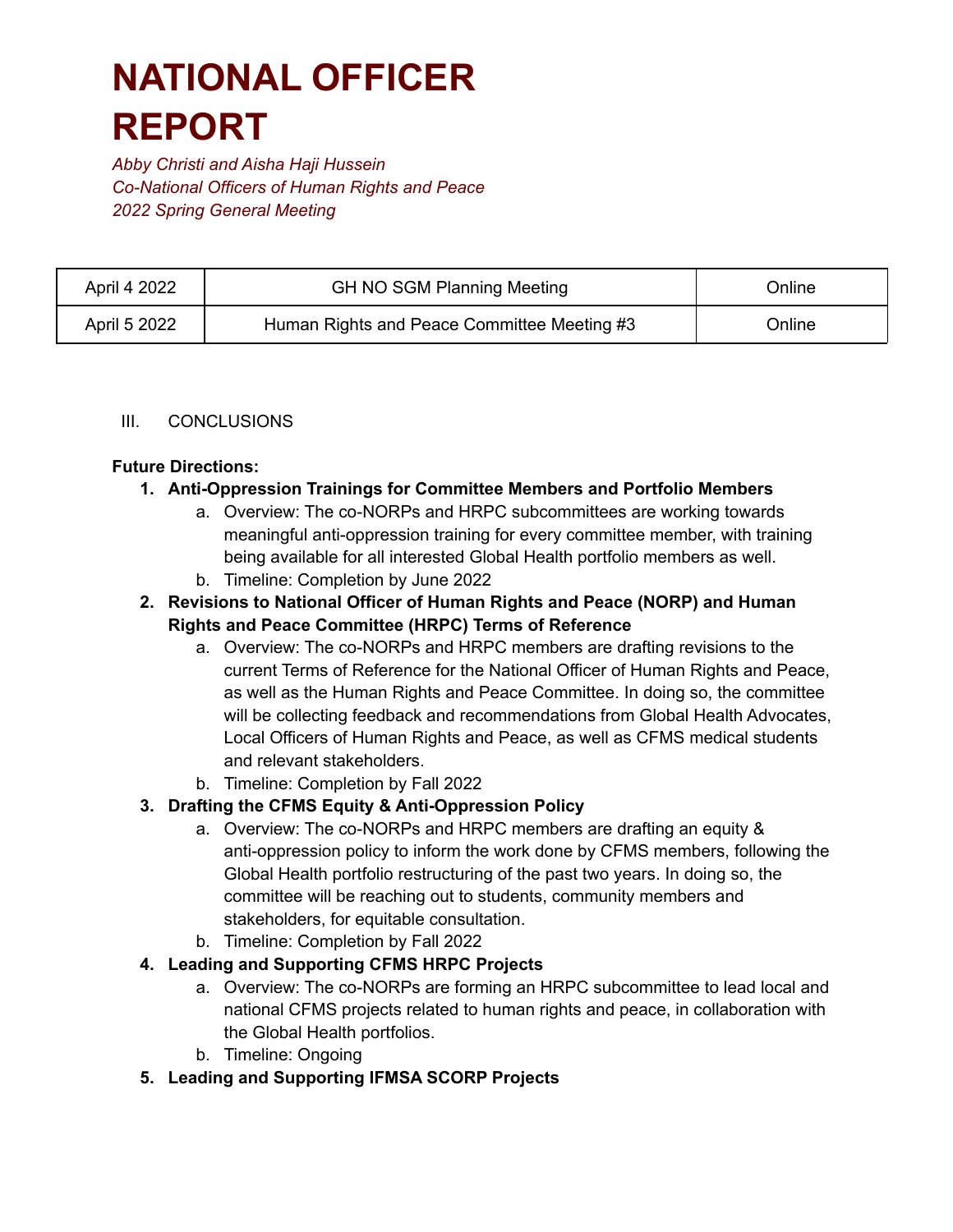# NATIONAL OFFICER REPORT

*Abby Christi and Aisha Haji Hussein*
*Co-National Officers of Human Rights and Peace*
*2022 Spring General Meeting*

| April 4 2022 | GH NO SGM Planning Meeting | Online |
|---|---|---|
| April 5 2022 | Human Rights and Peace Committee Meeting #3 | Online |

III. CONCLUSIONS

**Future Directions:**

1. **Anti-Oppression Trainings for Committee Members and Portfolio Members**
   a. Overview: The co-NORPs and HRPC subcommittees are working towards meaningful anti-oppression training for every committee member, with training being available for all interested Global Health portfolio members as well.
   b. Timeline: Completion by June 2022
2. **Revisions to National Officer of Human Rights and Peace (NORP) and Human Rights and Peace Committee (HRPC) Terms of Reference**
   a. Overview: The co-NORPs and HRPC members are drafting revisions to the current Terms of Reference for the National Officer of Human Rights and Peace, as well as the Human Rights and Peace Committee. In doing so, the committee will be collecting feedback and recommendations from Global Health Advocates, Local Officers of Human Rights and Peace, as well as CFMS medical students and relevant stakeholders.
   b. Timeline: Completion by Fall 2022
3. **Drafting the CFMS Equity & Anti-Oppression Policy**
   a. Overview: The co-NORPs and HRPC members are drafting an equity & anti-oppression policy to inform the work done by CFMS members, following the Global Health portfolio restructuring of the past two years. In doing so, the committee will be reaching out to students, community members and stakeholders, for equitable consultation.
   b. Timeline: Completion by Fall 2022
4. **Leading and Supporting CFMS HRPC Projects**
   a. Overview: The co-NORPs are forming an HRPC subcommittee to lead local and national CFMS projects related to human rights and peace, in collaboration with the Global Health portfolios.
   b. Timeline: Ongoing
5. **Leading and Supporting IFMSA SCORP Projects**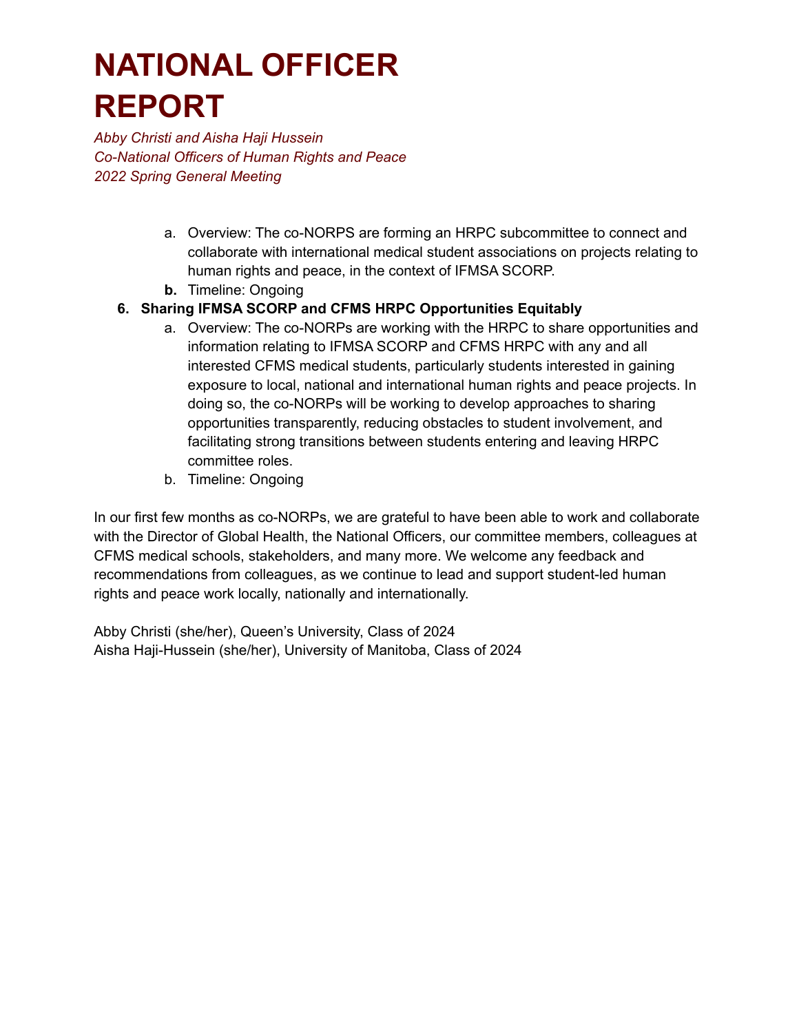# NATIONAL OFFICER REPORT

*Abby Christi and Aisha Haji Hussein*
*Co-National Officers of Human Rights and Peace*
*2022 Spring General Meeting*

   a. Overview: The co-NORPS are forming an HRPC subcommittee to connect and collaborate with international medical student associations on projects relating to human rights and peace, in the context of IFMSA SCORP.
   **b.** Timeline: Ongoing

6. **Sharing IFMSA SCORP and CFMS HRPC Opportunities Equitably**
   a. Overview: The co-NORPs are working with the HRPC to share opportunities and information relating to IFMSA SCORP and CFMS HRPC with any and all interested CFMS medical students, particularly students interested in gaining exposure to local, national and international human rights and peace projects. In doing so, the co-NORPs will be working to develop approaches to sharing opportunities transparently, reducing obstacles to student involvement, and facilitating strong transitions between students entering and leaving HRPC committee roles.
   b. Timeline: Ongoing

In our first few months as co-NORPs, we are grateful to have been able to work and collaborate with the Director of Global Health, the National Officers, our committee members, colleagues at CFMS medical schools, stakeholders, and many more. We welcome any feedback and recommendations from colleagues, as we continue to lead and support student-led human rights and peace work locally, nationally and internationally.

Abby Christi (she/her), Queen's University, Class of 2024
Aisha Haji-Hussein (she/her), University of Manitoba, Class of 2024